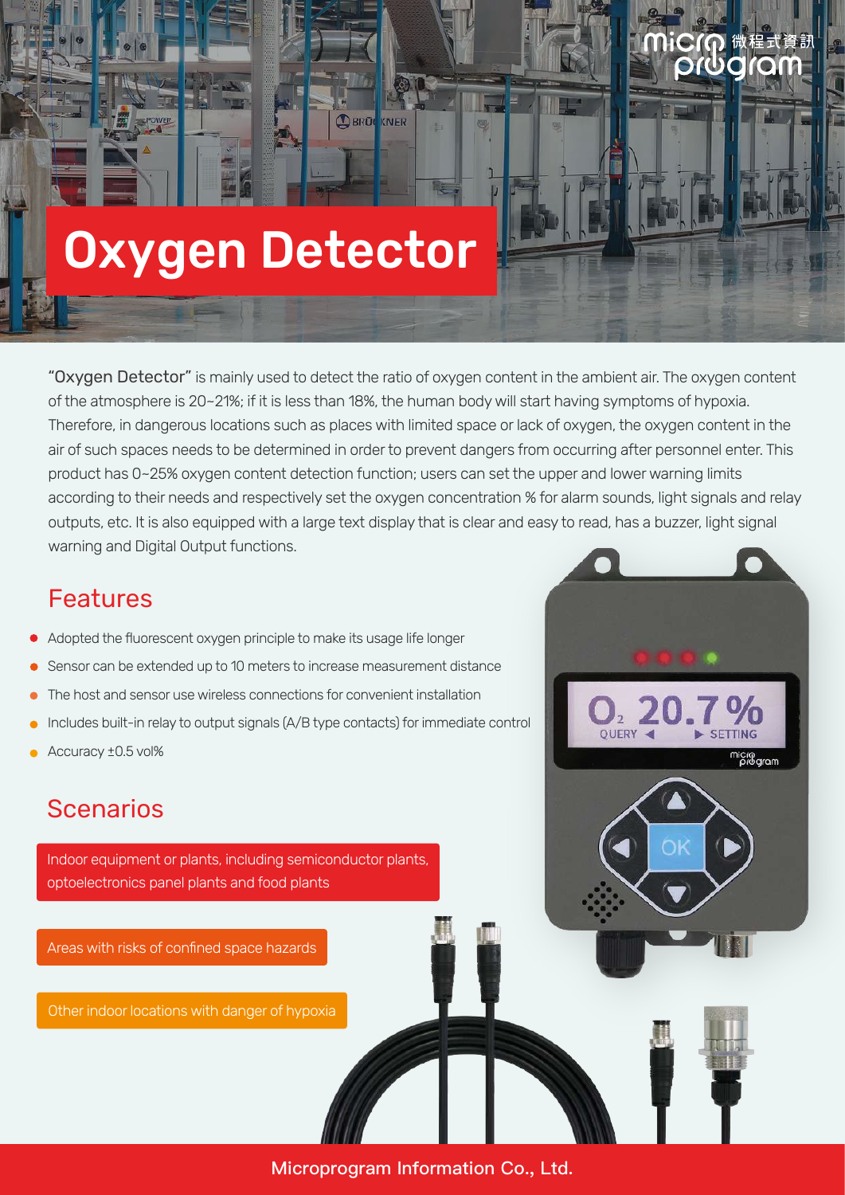# Oxygen Detector

"Oxygen Detector" is mainly used to detect the ratio of oxygen content in the ambient air. The oxygen content of the atmosphere is 20~21%; if it is less than 18%, the human body will start having symptoms of hypoxia. Therefore, in dangerous locations such as places with limited space or lack of oxygen, the oxygen content in the air of such spaces needs to be determined in order to prevent dangers from occurring after personnel enter. This product has 0~25% oxygen content detection function; users can set the upper and lower warning limits according to their needs and respectively set the oxygen concentration % for alarm sounds, light signals and relay outputs, etc. It is also equipped with a large text display that is clear and easy to read, has a buzzer, light signal warning and Digital Output functions.

## Features

- Adopted the fluorescent oxygen principle to make its usage life longer
- Sensor can be extended up to 10 meters to increase measurement distance
- The host and sensor use wireless connections for convenient installation
- Includes built-in relay to output signals (A/B type contacts) for immediate control
- Accuracy ±0.5 vol%

## Scenarios

- Indoor equipment or plants, including semiconductor plants, optoelectronics panel plants and food plants
- Areas with risks of confined space hazards
- Other indoor locations with danger of hypoxia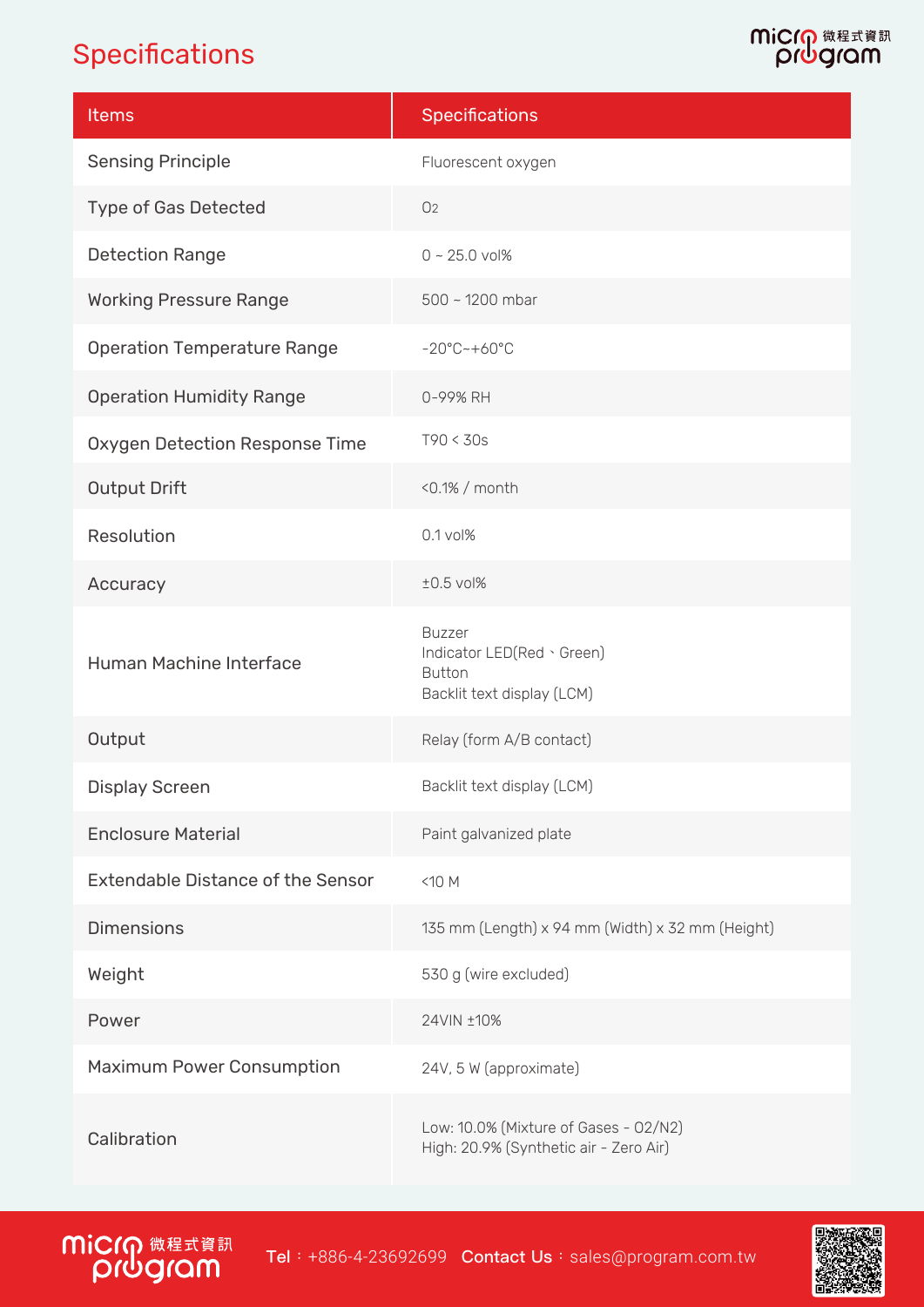# Specifications

| Items | Specifications |
| --- | --- |
| Sensing Principle | Fluorescent oxygen |
| Type of Gas Detected | $O_2$ |
| Detection Range | 0 ~ 25.0 vol% |
| Working Pressure Range | 500 ~ 1200 mbar |
| Operation Temperature Range | -20°C~+60°C |
| Operation Humidity Range | 0-99% RH |
| Oxygen Detection Response Time | T90 < 30s |
| Output Drift | <0.1% / month |
| Resolution | 0.1 vol% |
| Accuracy | ±0.5 vol% |
| Human Machine Interface | Buzzer<br>Indicator LED(Red、Green)<br>Button<br>Backlit text display (LCM) |
| Output | Relay (form A/B contact) |
| Display Screen | Backlit text display (LCM) |
| Enclosure Material | Paint galvanized plate |
| Extendable Distance of the Sensor | <10 M |
| Dimensions | 135 mm (Length) x 94 mm (Width) x 32 mm (Height) |
| Weight | 530 g (wire excluded) |
| Power | 24VIN ±10% |
| Maximum Power Consumption | 24V, 5 W (approximate) |
| Calibration | Low: 10.0% (Mixture of Gases - O2/N2)<br>High: 20.9% (Synthetic air - Zero Air) |

**Tel**：+886-4-23692699 **Contact Us**：sales@program.com.tw